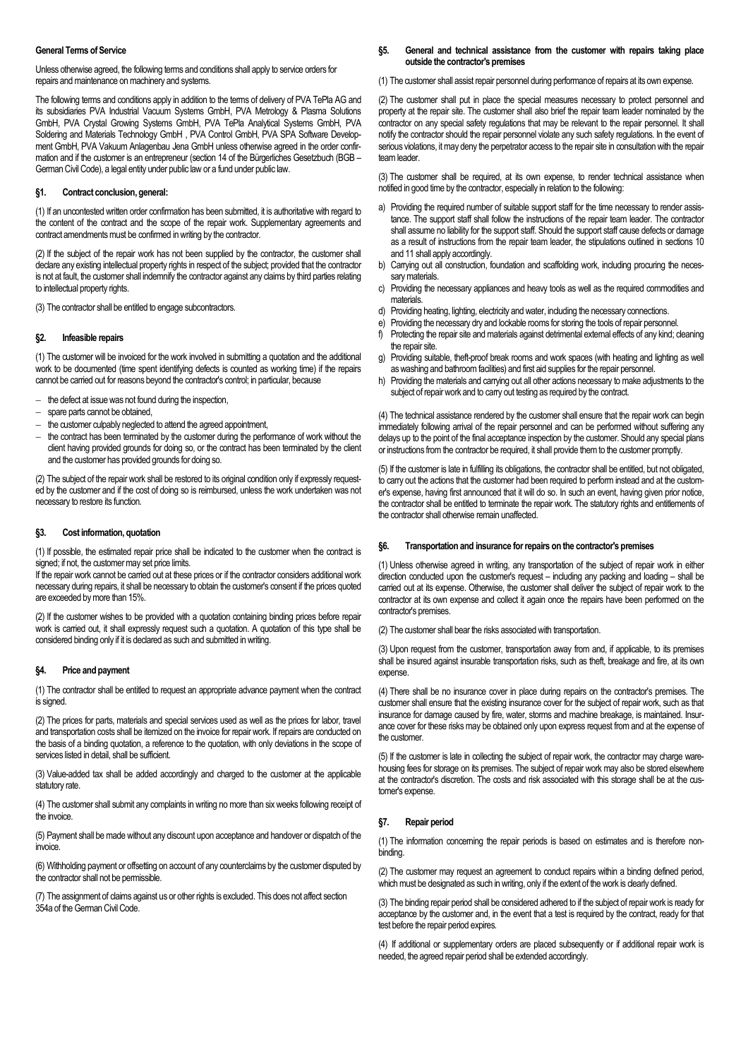**General Terms of Service**

Unless otherwise agreed, the following terms and conditions shall apply to service orders for repairs and maintenance on machinery and systems.

The following terms and conditions apply in addition to the terms of delivery of PVA TePla AG and its subsidiaries PVA Industrial Vacuum Systems GmbH, PVA Metrology & Plasma Solutions GmbH, PVA Crystal Growing Systems GmbH, PVA TePla Analytical Systems GmbH, PVA Soldering and Materials Technology GmbH , PVA Control GmbH, PVA SPA Software Development GmbH, PVA Vakuum Anlagenbau Jena GmbH unless otherwise agreed in the order confirmation and if the customer is an entrepreneur (section 14 of the Bürgerliches Gesetzbuch (BGB – German Civil Code), a legal entity under public law or a fund under public law.

**§1. Contract conclusion, general:**

(1) If an uncontested written order confirmation has been submitted, it is authoritative with regard to the content of the contract and the scope of the repair work. Supplementary agreements and contract amendments must be confirmed in writing by the contractor.

(2) If the subject of the repair work has not been supplied by the contractor, the customer shall declare any existing intellectual property rights in respect of the subject; provided that the contractor is not at fault, the customer shall indemnify the contractor against any claims by third parties relating to intellectual property rights.

(3) The contractor shall be entitled to engage subcontractors.

**§2. Infeasible repairs**

(1) The customer will be invoiced for the work involved in submitting a quotation and the additional work to be documented (time spent identifying defects is counted as working time) if the repairs cannot be carried out for reasons beyond the contractor's control; in particular, because

- the defect at issue was not found during the inspection,
- spare parts cannot be obtained,
- the customer culpably neglected to attend the agreed appointment,
- the contract has been terminated by the customer during the performance of work without the client having provided grounds for doing so, or the contract has been terminated by the client and the customer has provided grounds for doing so.

(2) The subject of the repair work shall be restored to its original condition only if expressly requested by the customer and if the cost of doing so is reimbursed, unless the work undertaken was not necessary to restore its function.

**§3. Cost information, quotation**

(1) If possible, the estimated repair price shall be indicated to the customer when the contract is signed; if not, the customer may set price limits.

If the repair work cannot be carried out at these prices or if the contractor considers additional work necessary during repairs, it shall be necessary to obtain the customer's consent if the prices quoted are exceeded by more than 15%.

(2) If the customer wishes to be provided with a quotation containing binding prices before repair work is carried out, it shall expressly request such a quotation. A quotation of this type shall be considered binding only if it is declared as such and submitted in writing.

**§4. Price and payment**

(1) The contractor shall be entitled to request an appropriate advance payment when the contract is signed.

(2) The prices for parts, materials and special services used as well as the prices for labor, travel and transportation costs shall be itemized on the invoice for repair work. If repairs are conducted on the basis of a binding quotation, a reference to the quotation, with only deviations in the scope of services listed in detail, shall be sufficient.

(3) Value-added tax shall be added accordingly and charged to the customer at the applicable statutory rate.

(4) The customer shall submit any complaints in writing no more than six weeks following receipt of the invoice.

(5) Payment shall be made without any discount upon acceptance and handover or dispatch of the invoice.

(6) Withholding payment or offsetting on account of any counterclaims by the customer disputed by the contractor shall not be permissible.

(7) The assignment of claims against us or other rights is excluded. This does not affect section 354a of the German Civil Code.

**§5. General and technical assistance from the customer with repairs taking place outside the contractor's premises**

(1) The customer shall assist repair personnel during performance of repairs at its own expense.

(2) The customer shall put in place the special measures necessary to protect personnel and property at the repair site. The customer shall also brief the repair team leader nominated by the contractor on any special safety regulations that may be relevant to the repair personnel. It shall notify the contractor should the repair personnel violate any such safety regulations. In the event of serious violations, it may deny the perpetrator access to the repair site in consultation with the repair team leader.

(3) The customer shall be required, at its own expense, to render technical assistance when notified in good time by the contractor, especially in relation to the following:

a) Providing the required number of suitable support staff for the time necessary to render assistance. The support staff shall follow the instructions of the repair team leader. The contractor shall assume no liability for the support staff. Should the support staff cause defects or damage as a result of instructions from the repair team leader, the stipulations outlined in sections 10 and 11 shall apply accordingly.
b) Carrying out all construction, foundation and scaffolding work, including procuring the necessary materials.
c) Providing the necessary appliances and heavy tools as well as the required commodities and materials.
d) Providing heating, lighting, electricity and water, including the necessary connections.
e) Providing the necessary dry and lockable rooms for storing the tools of repair personnel.
f) Protecting the repair site and materials against detrimental external effects of any kind; cleaning the repair site.
g) Providing suitable, theft-proof break rooms and work spaces (with heating and lighting as well as washing and bathroom facilities) and first aid supplies for the repair personnel.
h) Providing the materials and carrying out all other actions necessary to make adjustments to the subject of repair work and to carry out testing as required by the contract.

(4) The technical assistance rendered by the customer shall ensure that the repair work can begin immediately following arrival of the repair personnel and can be performed without suffering any delays up to the point of the final acceptance inspection by the customer. Should any special plans or instructions from the contractor be required, it shall provide them to the customer promptly.

(5) If the customer is late in fulfilling its obligations, the contractor shall be entitled, but not obligated, to carry out the actions that the customer had been required to perform instead and at the customer's expense, having first announced that it will do so. In such an event, having given prior notice, the contractor shall be entitled to terminate the repair work. The statutory rights and entitlements of the contractor shall otherwise remain unaffected.

**§6. Transportation and insurance for repairs on the contractor's premises**

(1) Unless otherwise agreed in writing, any transportation of the subject of repair work in either direction conducted upon the customer's request – including any packing and loading – shall be carried out at its expense. Otherwise, the customer shall deliver the subject of repair work to the contractor at its own expense and collect it again once the repairs have been performed on the contractor's premises.

(2) The customer shall bear the risks associated with transportation.

(3) Upon request from the customer, transportation away from and, if applicable, to its premises shall be insured against insurable transportation risks, such as theft, breakage and fire, at its own expense.

(4) There shall be no insurance cover in place during repairs on the contractor's premises. The customer shall ensure that the existing insurance cover for the subject of repair work, such as that insurance for damage caused by fire, water, storms and machine breakage, is maintained. Insurance cover for these risks may be obtained only upon express request from and at the expense of the customer.

(5) If the customer is late in collecting the subject of repair work, the contractor may charge warehousing fees for storage on its premises. The subject of repair work may also be stored elsewhere at the contractor's discretion. The costs and risk associated with this storage shall be at the customer's expense.

**§7. Repair period**

(1) The information concerning the repair periods is based on estimates and is therefore non-binding.

(2) The customer may request an agreement to conduct repairs within a binding defined period, which must be designated as such in writing, only if the extent of the work is clearly defined.

(3) The binding repair period shall be considered adhered to if the subject of repair work is ready for acceptance by the customer and, in the event that a test is required by the contract, ready for that test before the repair period expires.

(4) If additional or supplementary orders are placed subsequently or if additional repair work is needed, the agreed repair period shall be extended accordingly.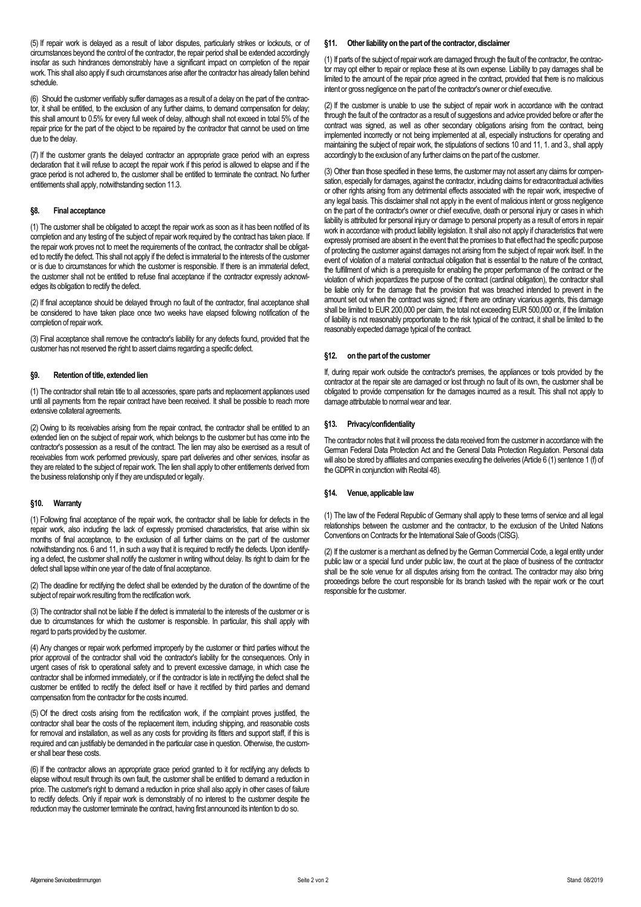(5) If repair work is delayed as a result of labor disputes, particularly strikes or lockouts, or of circumstances beyond the control of the contractor, the repair period shall be extended accordingly insofar as such hindrances demonstrably have a significant impact on completion of the repair work. This shall also apply if such circumstances arise after the contractor has already fallen behind schedule.

(6) Should the customer verifiably suffer damages as a result of a delay on the part of the contractor, it shall be entitled, to the exclusion of any further claims, to demand compensation for delay; this shall amount to 0.5% for every full week of delay, although shall not exceed in total 5% of the repair price for the part of the object to be repaired by the contractor that cannot be used on time due to the delay.

(7) If the customer grants the delayed contractor an appropriate grace period with an express declaration that it will refuse to accept the repair work if this period is allowed to elapse and if the grace period is not adhered to, the customer shall be entitled to terminate the contract. No further entitlements shall apply, notwithstanding section 11.3.

## §8. Final acceptance

(1) The customer shall be obligated to accept the repair work as soon as it has been notified of its completion and any testing of the subject of repair work required by the contract has taken place. If the repair work proves not to meet the requirements of the contract, the contractor shall be obligated to rectify the defect. This shall not apply if the defect is immaterial to the interests of the customer or is due to circumstances for which the customer is responsible. If there is an immaterial defect, the customer shall not be entitled to refuse final acceptance if the contractor expressly acknowledges its obligation to rectify the defect.

(2) If final acceptance should be delayed through no fault of the contractor, final acceptance shall be considered to have taken place once two weeks have elapsed following notification of the completion of repair work.

(3) Final acceptance shall remove the contractor's liability for any defects found, provided that the customer has not reserved the right to assert claims regarding a specific defect.

## §9. Retention of title, extended lien

(1) The contractor shall retain title to all accessories, spare parts and replacement appliances used until all payments from the repair contract have been received. It shall be possible to reach more extensive collateral agreements.

(2) Owing to its receivables arising from the repair contract, the contractor shall be entitled to an extended lien on the subject of repair work, which belongs to the customer but has come into the contractor's possession as a result of the contract. The lien may also be exercised as a result of receivables from work performed previously, spare part deliveries and other services, insofar as they are related to the subject of repair work. The lien shall apply to other entitlements derived from the business relationship only if they are undisputed or legally.

## §10. Warranty

(1) Following final acceptance of the repair work, the contractor shall be liable for defects in the repair work, also including the lack of expressly promised characteristics, that arise within six months of final acceptance, to the exclusion of all further claims on the part of the customer notwithstanding nos. 6 and 11, in such a way that it is required to rectify the defects. Upon identifying a defect, the customer shall notify the customer in writing without delay. Its right to claim for the defect shall lapse within one year of the date of final acceptance.

(2) The deadline for rectifying the defect shall be extended by the duration of the downtime of the subject of repair work resulting from the rectification work.

(3) The contractor shall not be liable if the defect is immaterial to the interests of the customer or is due to circumstances for which the customer is responsible. In particular, this shall apply with regard to parts provided by the customer.

(4) Any changes or repair work performed improperly by the customer or third parties without the prior approval of the contractor shall void the contractor's liability for the consequences. Only in urgent cases of risk to operational safety and to prevent excessive damage, in which case the contractor shall be informed immediately, or if the contractor is late in rectifying the defect shall the customer be entitled to rectify the defect itself or have it rectified by third parties and demand compensation from the contractor for the costs incurred.

(5) Of the direct costs arising from the rectification work, if the complaint proves justified, the contractor shall bear the costs of the replacement item, including shipping, and reasonable costs for removal and installation, as well as any costs for providing its fitters and support staff, if this is required and can justifiably be demanded in the particular case in question. Otherwise, the customer shall bear these costs.

(6) If the contractor allows an appropriate grace period granted to it for rectifying any defects to elapse without result through its own fault, the customer shall be entitled to demand a reduction in price. The customer's right to demand a reduction in price shall also apply in other cases of failure to rectify defects. Only if repair work is demonstrably of no interest to the customer despite the reduction may the customer terminate the contract, having first announced its intention to do so.

## §11. Other liability on the part of the contractor, disclaimer

(1) If parts of the subject of repair work are damaged through the fault of the contractor, the contractor may opt either to repair or replace these at its own expense. Liability to pay damages shall be limited to the amount of the repair price agreed in the contract, provided that there is no malicious intent or gross negligence on the part of the contractor's owner or chief executive.

(2) If the customer is unable to use the subject of repair work in accordance with the contract through the fault of the contractor as a result of suggestions and advice provided before or after the contract was signed, as well as other secondary obligations arising from the contract, being implemented incorrectly or not being implemented at all, especially instructions for operating and maintaining the subject of repair work, the stipulations of sections 10 and 11, 1. and 3., shall apply accordingly to the exclusion of any further claims on the part of the customer.

(3) Other than those specified in these terms, the customer may not assert any claims for compensation, especially for damages, against the contractor, including claims for extracontractual activities or other rights arising from any detrimental effects associated with the repair work, irrespective of any legal basis. This disclaimer shall not apply in the event of malicious intent or gross negligence on the part of the contractor's owner or chief executive, death or personal injury or cases in which liability is attributed for personal injury or damage to personal property as a result of errors in repair work in accordance with product liability legislation. It shall also not apply if characteristics that were expressly promised are absent in the event that the promises to that effect had the specific purpose of protecting the customer against damages not arising from the subject of repair work itself. In the event of violation of a material contractual obligation that is essential to the nature of the contract, the fulfillment of which is a prerequisite for enabling the proper performance of the contract or the violation of which jeopardizes the purpose of the contract (cardinal obligation), the contractor shall be liable only for the damage that the provision that was breached intended to prevent in the amount set out when the contract was signed; if there are ordinary vicarious agents, this damage shall be limited to EUR 200,000 per claim, the total not exceeding EUR 500,000 or, if the limitation of liability is not reasonably proportionate to the risk typical of the contract, it shall be limited to the reasonably expected damage typical of the contract.

## §12. on the part of the customer

If, during repair work outside the contractor's premises, the appliances or tools provided by the contractor at the repair site are damaged or lost through no fault of its own, the customer shall be obligated to provide compensation for the damages incurred as a result. This shall not apply to damage attributable to normal wear and tear.

## §13. Privacy/confidentiality

The contractor notes that it will process the data received from the customer in accordance with the German Federal Data Protection Act and the General Data Protection Regulation. Personal data will also be stored by affiliates and companies executing the deliveries (Article 6 (1) sentence 1 (f) of the GDPR in conjunction with Recital 48).

## §14. Venue, applicable law

(1) The law of the Federal Republic of Germany shall apply to these terms of service and all legal relationships between the customer and the contractor, to the exclusion of the United Nations Conventions on Contracts for the International Sale of Goods (CISG).

(2) If the customer is a merchant as defined by the German Commercial Code, a legal entity under public law or a special fund under public law, the court at the place of business of the contractor shall be the sole venue for all disputes arising from the contract. The contractor may also bring proceedings before the court responsible for its branch tasked with the repair work or the court responsible for the customer.